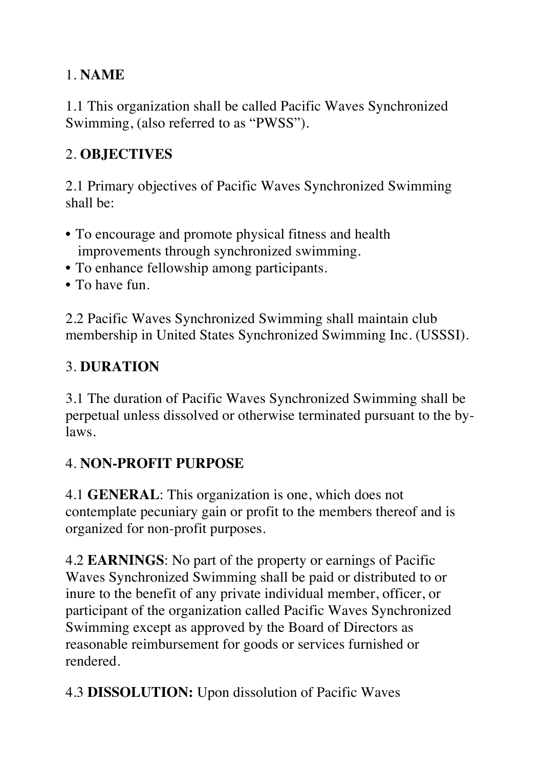## 1. **NAME**

1.1 This organization shall be called Pacific Waves Synchronized Swimming, (also referred to as "PWSS").

## 2. **OBJECTIVES**

2.1 Primary objectives of Pacific Waves Synchronized Swimming shall be:

- To encourage and promote physical fitness and health improvements through synchronized swimming.
- To enhance fellowship among participants.
- To have fun.

2.2 Pacific Waves Synchronized Swimming shall maintain club membership in United States Synchronized Swimming Inc. (USSSI).

## 3. **DURATION**

3.1 The duration of Pacific Waves Synchronized Swimming shall be perpetual unless dissolved or otherwise terminated pursuant to the by-laws.

## 4. **NON-PROFIT PURPOSE**

4.1 **GENERAL**: This organization is one, which does not contemplate pecuniary gain or profit to the members thereof and is organized for non-profit purposes.

4.2 **EARNINGS**: No part of the property or earnings of Pacific Waves Synchronized Swimming shall be paid or distributed to or inure to the benefit of any private individual member, officer, or participant of the organization called Pacific Waves Synchronized Swimming except as approved by the Board of Directors as reasonable reimbursement for goods or services furnished or rendered.

4.3 **DISSOLUTION:** Upon dissolution of Pacific Waves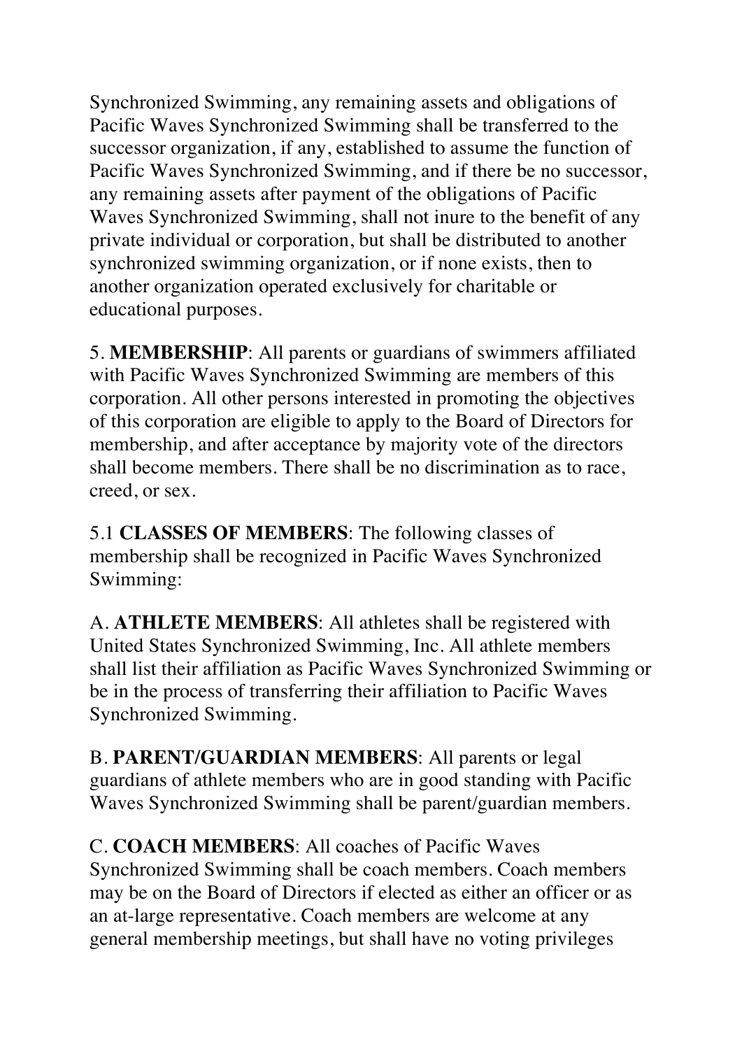Synchronized Swimming, any remaining assets and obligations of Pacific Waves Synchronized Swimming shall be transferred to the successor organization, if any, established to assume the function of Pacific Waves Synchronized Swimming, and if there be no successor, any remaining assets after payment of the obligations of Pacific Waves Synchronized Swimming, shall not inure to the benefit of any private individual or corporation, but shall be distributed to another synchronized swimming organization, or if none exists, then to another organization operated exclusively for charitable or educational purposes.

5. **MEMBERSHIP**: All parents or guardians of swimmers affiliated with Pacific Waves Synchronized Swimming are members of this corporation. All other persons interested in promoting the objectives of this corporation are eligible to apply to the Board of Directors for membership, and after acceptance by majority vote of the directors shall become members. There shall be no discrimination as to race, creed, or sex.

5.1 **CLASSES OF MEMBERS**: The following classes of membership shall be recognized in Pacific Waves Synchronized Swimming:

A. **ATHLETE MEMBERS**: All athletes shall be registered with United States Synchronized Swimming, Inc. All athlete members shall list their affiliation as Pacific Waves Synchronized Swimming or be in the process of transferring their affiliation to Pacific Waves Synchronized Swimming.

B. **PARENT/GUARDIAN MEMBERS**: All parents or legal guardians of athlete members who are in good standing with Pacific Waves Synchronized Swimming shall be parent/guardian members.

C. **COACH MEMBERS**: All coaches of Pacific Waves Synchronized Swimming shall be coach members. Coach members may be on the Board of Directors if elected as either an officer or as an at-large representative. Coach members are welcome at any general membership meetings, but shall have no voting privileges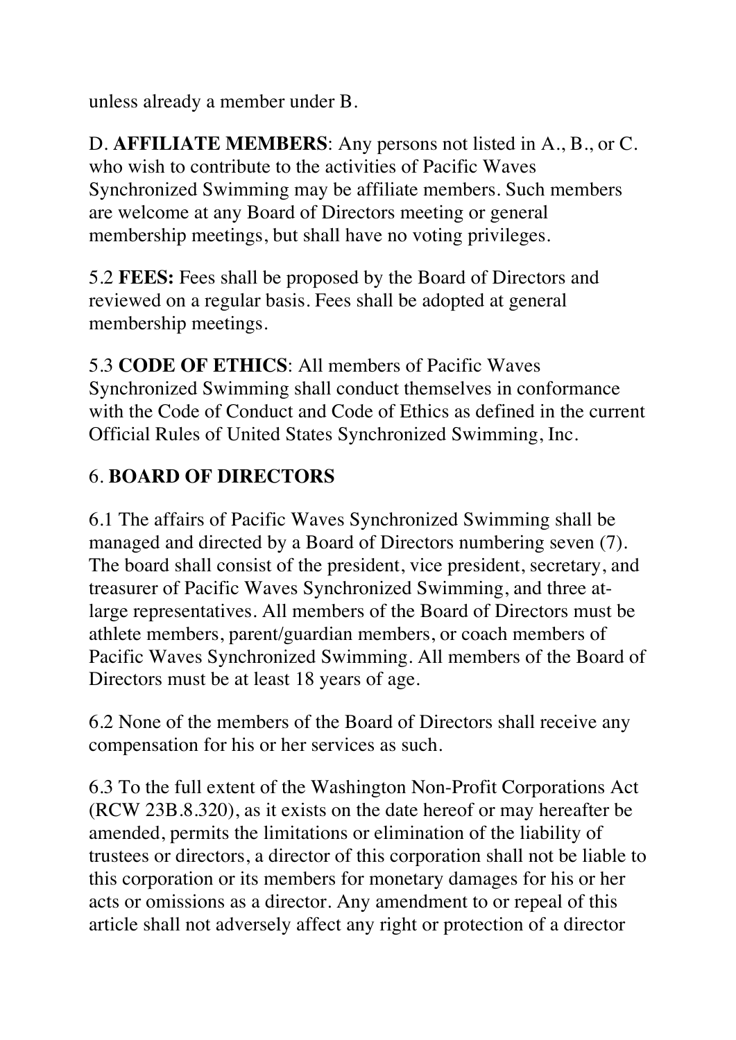unless already a member under B.

D. **AFFILIATE MEMBERS**: Any persons not listed in A., B., or C. who wish to contribute to the activities of Pacific Waves Synchronized Swimming may be affiliate members. Such members are welcome at any Board of Directors meeting or general membership meetings, but shall have no voting privileges.

5.2 **FEES:** Fees shall be proposed by the Board of Directors and reviewed on a regular basis. Fees shall be adopted at general membership meetings.

5.3 **CODE OF ETHICS**: All members of Pacific Waves Synchronized Swimming shall conduct themselves in conformance with the Code of Conduct and Code of Ethics as defined in the current Official Rules of United States Synchronized Swimming, Inc.

## 6. **BOARD OF DIRECTORS**

6.1 The affairs of Pacific Waves Synchronized Swimming shall be managed and directed by a Board of Directors numbering seven (7). The board shall consist of the president, vice president, secretary, and treasurer of Pacific Waves Synchronized Swimming, and three at-large representatives. All members of the Board of Directors must be athlete members, parent/guardian members, or coach members of Pacific Waves Synchronized Swimming. All members of the Board of Directors must be at least 18 years of age.

6.2 None of the members of the Board of Directors shall receive any compensation for his or her services as such.

6.3 To the full extent of the Washington Non-Profit Corporations Act (RCW 23B.8.320), as it exists on the date hereof or may hereafter be amended, permits the limitations or elimination of the liability of trustees or directors, a director of this corporation shall not be liable to this corporation or its members for monetary damages for his or her acts or omissions as a director. Any amendment to or repeal of this article shall not adversely affect any right or protection of a director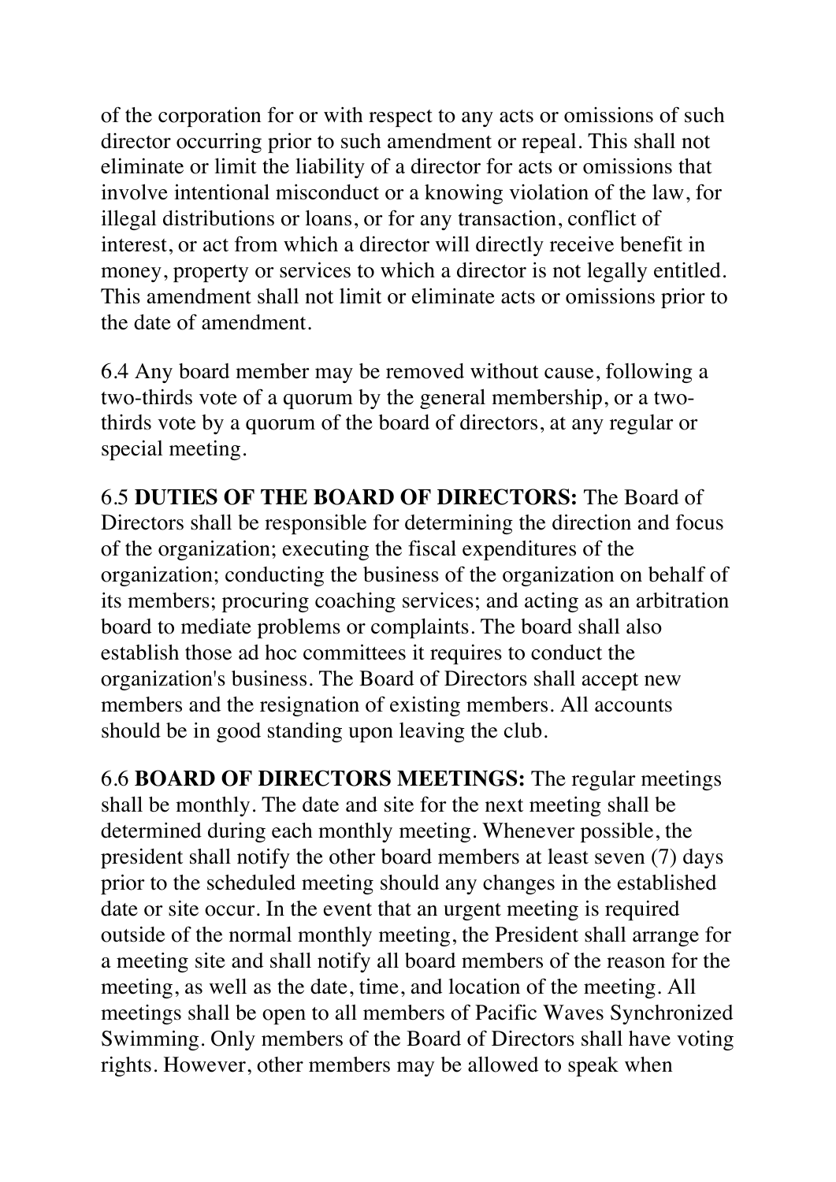of the corporation for or with respect to any acts or omissions of such director occurring prior to such amendment or repeal. This shall not eliminate or limit the liability of a director for acts or omissions that involve intentional misconduct or a knowing violation of the law, for illegal distributions or loans, or for any transaction, conflict of interest, or act from which a director will directly receive benefit in money, property or services to which a director is not legally entitled. This amendment shall not limit or eliminate acts or omissions prior to the date of amendment.

6.4 Any board member may be removed without cause, following a two-thirds vote of a quorum by the general membership, or a two-thirds vote by a quorum of the board of directors, at any regular or special meeting.

6.5 **DUTIES OF THE BOARD OF DIRECTORS:** The Board of Directors shall be responsible for determining the direction and focus of the organization; executing the fiscal expenditures of the organization; conducting the business of the organization on behalf of its members; procuring coaching services; and acting as an arbitration board to mediate problems or complaints. The board shall also establish those ad hoc committees it requires to conduct the organization's business. The Board of Directors shall accept new members and the resignation of existing members. All accounts should be in good standing upon leaving the club.

6.6 **BOARD OF DIRECTORS MEETINGS:** The regular meetings shall be monthly. The date and site for the next meeting shall be determined during each monthly meeting. Whenever possible, the president shall notify the other board members at least seven (7) days prior to the scheduled meeting should any changes in the established date or site occur. In the event that an urgent meeting is required outside of the normal monthly meeting, the President shall arrange for a meeting site and shall notify all board members of the reason for the meeting, as well as the date, time, and location of the meeting. All meetings shall be open to all members of Pacific Waves Synchronized Swimming. Only members of the Board of Directors shall have voting rights. However, other members may be allowed to speak when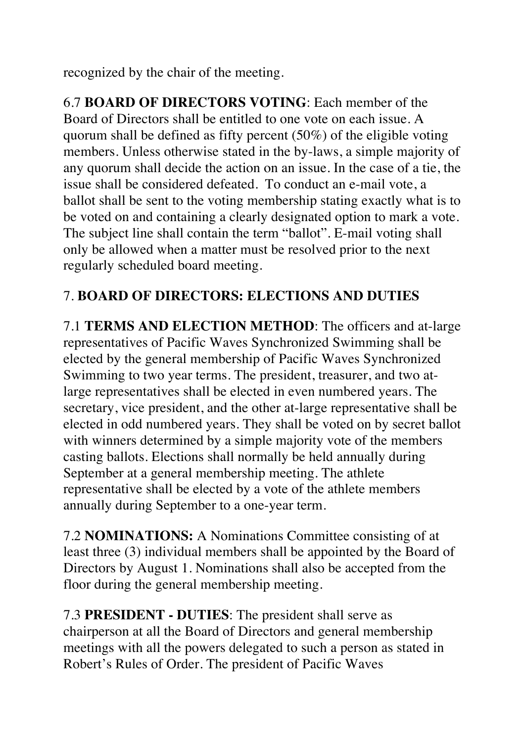recognized by the chair of the meeting.

6.7 **BOARD OF DIRECTORS VOTING**: Each member of the Board of Directors shall be entitled to one vote on each issue. A quorum shall be defined as fifty percent (50%) of the eligible voting members. Unless otherwise stated in the by-laws, a simple majority of any quorum shall decide the action on an issue. In the case of a tie, the issue shall be considered defeated. To conduct an e-mail vote, a ballot shall be sent to the voting membership stating exactly what is to be voted on and containing a clearly designated option to mark a vote. The subject line shall contain the term "ballot". E-mail voting shall only be allowed when a matter must be resolved prior to the next regularly scheduled board meeting.

## 7. **BOARD OF DIRECTORS: ELECTIONS AND DUTIES**

7.1 **TERMS AND ELECTION METHOD**: The officers and at-large representatives of Pacific Waves Synchronized Swimming shall be elected by the general membership of Pacific Waves Synchronized Swimming to two year terms. The president, treasurer, and two at-large representatives shall be elected in even numbered years. The secretary, vice president, and the other at-large representative shall be elected in odd numbered years. They shall be voted on by secret ballot with winners determined by a simple majority vote of the members casting ballots. Elections shall normally be held annually during September at a general membership meeting. The athlete representative shall be elected by a vote of the athlete members annually during September to a one-year term.

7.2 **NOMINATIONS:** A Nominations Committee consisting of at least three (3) individual members shall be appointed by the Board of Directors by August 1. Nominations shall also be accepted from the floor during the general membership meeting.

7.3 **PRESIDENT - DUTIES**: The president shall serve as chairperson at all the Board of Directors and general membership meetings with all the powers delegated to such a person as stated in Robert's Rules of Order. The president of Pacific Waves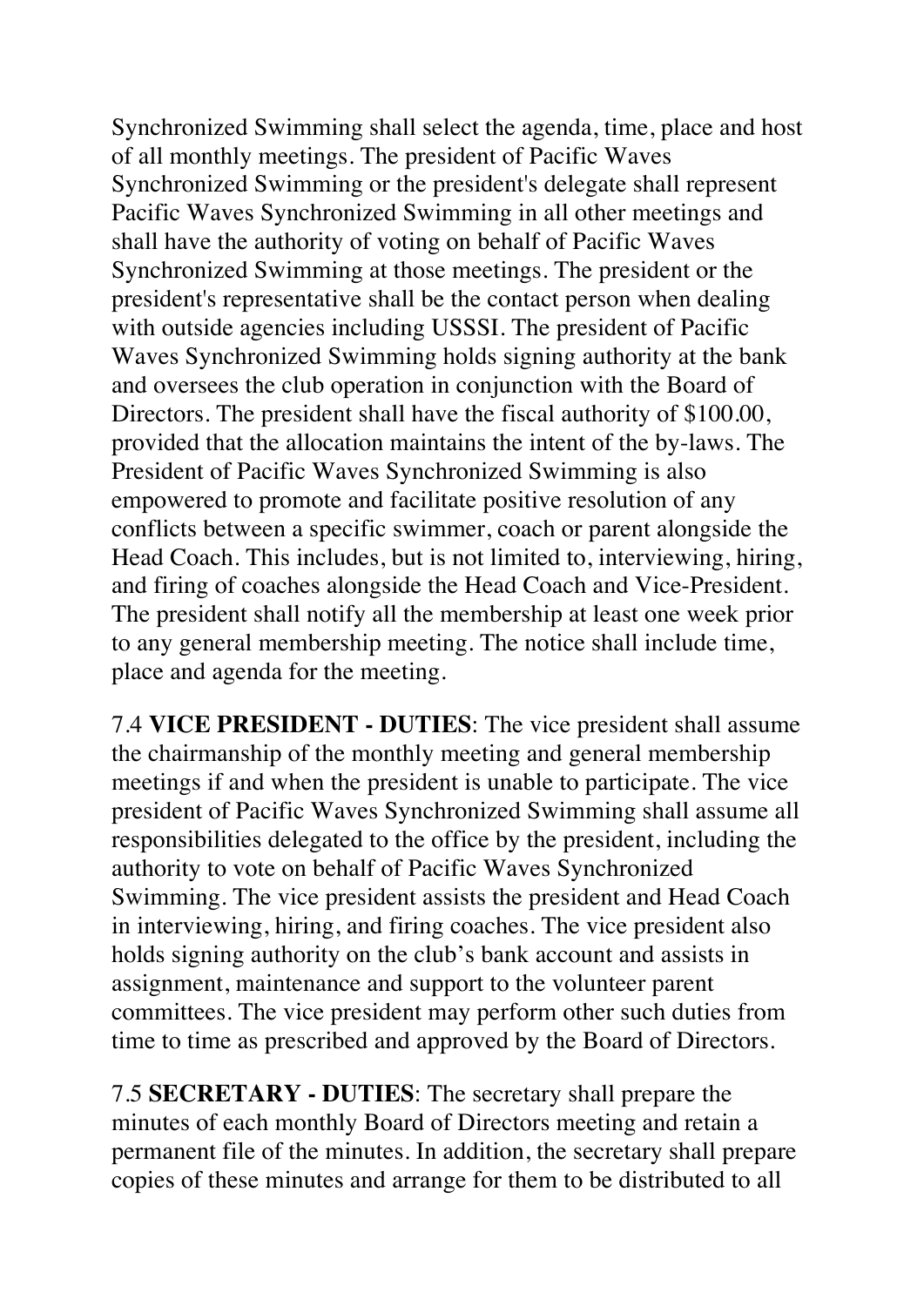Synchronized Swimming shall select the agenda, time, place and host of all monthly meetings. The president of Pacific Waves Synchronized Swimming or the president's delegate shall represent Pacific Waves Synchronized Swimming in all other meetings and shall have the authority of voting on behalf of Pacific Waves Synchronized Swimming at those meetings. The president or the president's representative shall be the contact person when dealing with outside agencies including USSSI. The president of Pacific Waves Synchronized Swimming holds signing authority at the bank and oversees the club operation in conjunction with the Board of Directors. The president shall have the fiscal authority of $100.00, provided that the allocation maintains the intent of the by-laws. The President of Pacific Waves Synchronized Swimming is also empowered to promote and facilitate positive resolution of any conflicts between a specific swimmer, coach or parent alongside the Head Coach. This includes, but is not limited to, interviewing, hiring, and firing of coaches alongside the Head Coach and Vice-President. The president shall notify all the membership at least one week prior to any general membership meeting. The notice shall include time, place and agenda for the meeting.

7.4 **VICE PRESIDENT - DUTIES**: The vice president shall assume the chairmanship of the monthly meeting and general membership meetings if and when the president is unable to participate. The vice president of Pacific Waves Synchronized Swimming shall assume all responsibilities delegated to the office by the president, including the authority to vote on behalf of Pacific Waves Synchronized Swimming. The vice president assists the president and Head Coach in interviewing, hiring, and firing coaches. The vice president also holds signing authority on the club's bank account and assists in assignment, maintenance and support to the volunteer parent committees. The vice president may perform other such duties from time to time as prescribed and approved by the Board of Directors.

7.5 **SECRETARY - DUTIES**: The secretary shall prepare the minutes of each monthly Board of Directors meeting and retain a permanent file of the minutes. In addition, the secretary shall prepare copies of these minutes and arrange for them to be distributed to all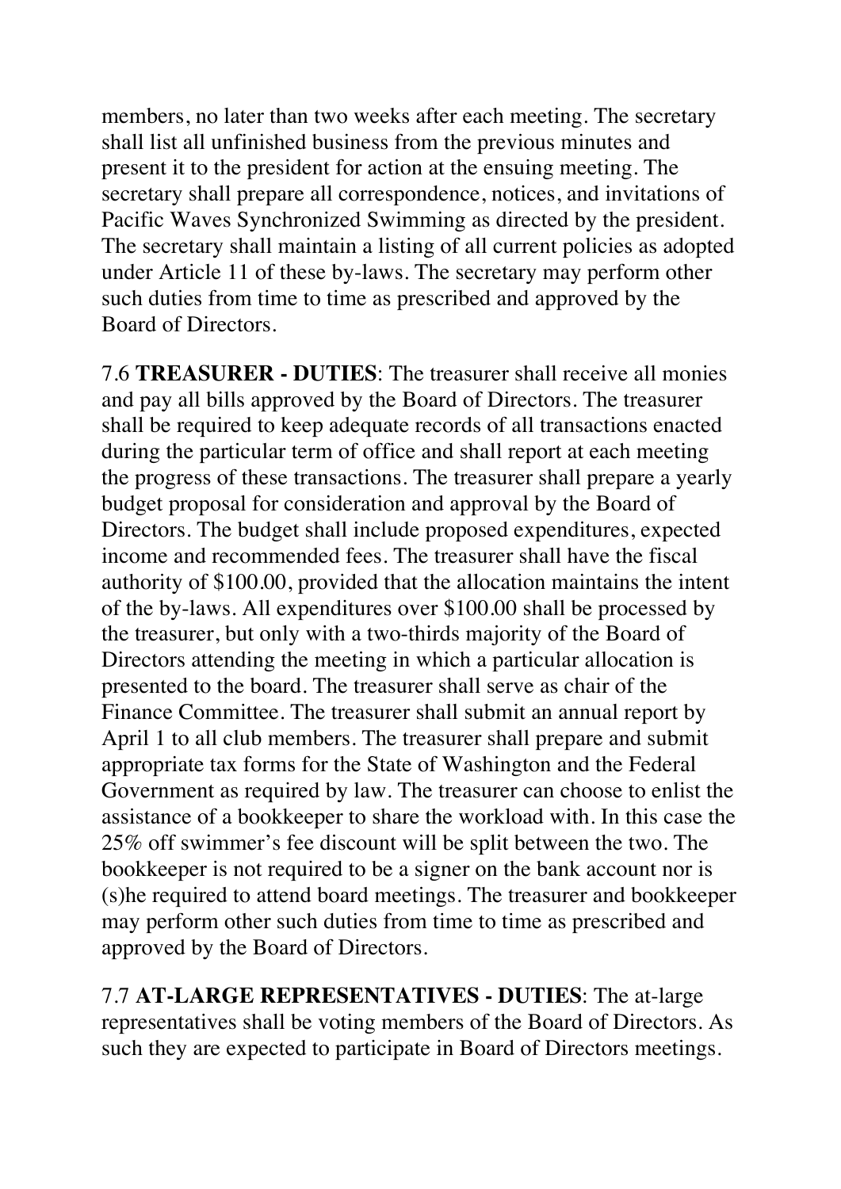members, no later than two weeks after each meeting. The secretary shall list all unfinished business from the previous minutes and present it to the president for action at the ensuing meeting. The secretary shall prepare all correspondence, notices, and invitations of Pacific Waves Synchronized Swimming as directed by the president. The secretary shall maintain a listing of all current policies as adopted under Article 11 of these by-laws. The secretary may perform other such duties from time to time as prescribed and approved by the Board of Directors.

7.6 **TREASURER - DUTIES**: The treasurer shall receive all monies and pay all bills approved by the Board of Directors. The treasurer shall be required to keep adequate records of all transactions enacted during the particular term of office and shall report at each meeting the progress of these transactions. The treasurer shall prepare a yearly budget proposal for consideration and approval by the Board of Directors. The budget shall include proposed expenditures, expected income and recommended fees. The treasurer shall have the fiscal authority of $100.00, provided that the allocation maintains the intent of the by-laws. All expenditures over $100.00 shall be processed by the treasurer, but only with a two-thirds majority of the Board of Directors attending the meeting in which a particular allocation is presented to the board. The treasurer shall serve as chair of the Finance Committee. The treasurer shall submit an annual report by April 1 to all club members. The treasurer shall prepare and submit appropriate tax forms for the State of Washington and the Federal Government as required by law. The treasurer can choose to enlist the assistance of a bookkeeper to share the workload with. In this case the 25% off swimmer's fee discount will be split between the two. The bookkeeper is not required to be a signer on the bank account nor is (s)he required to attend board meetings. The treasurer and bookkeeper may perform other such duties from time to time as prescribed and approved by the Board of Directors.

7.7 **AT-LARGE REPRESENTATIVES - DUTIES**: The at-large representatives shall be voting members of the Board of Directors. As such they are expected to participate in Board of Directors meetings.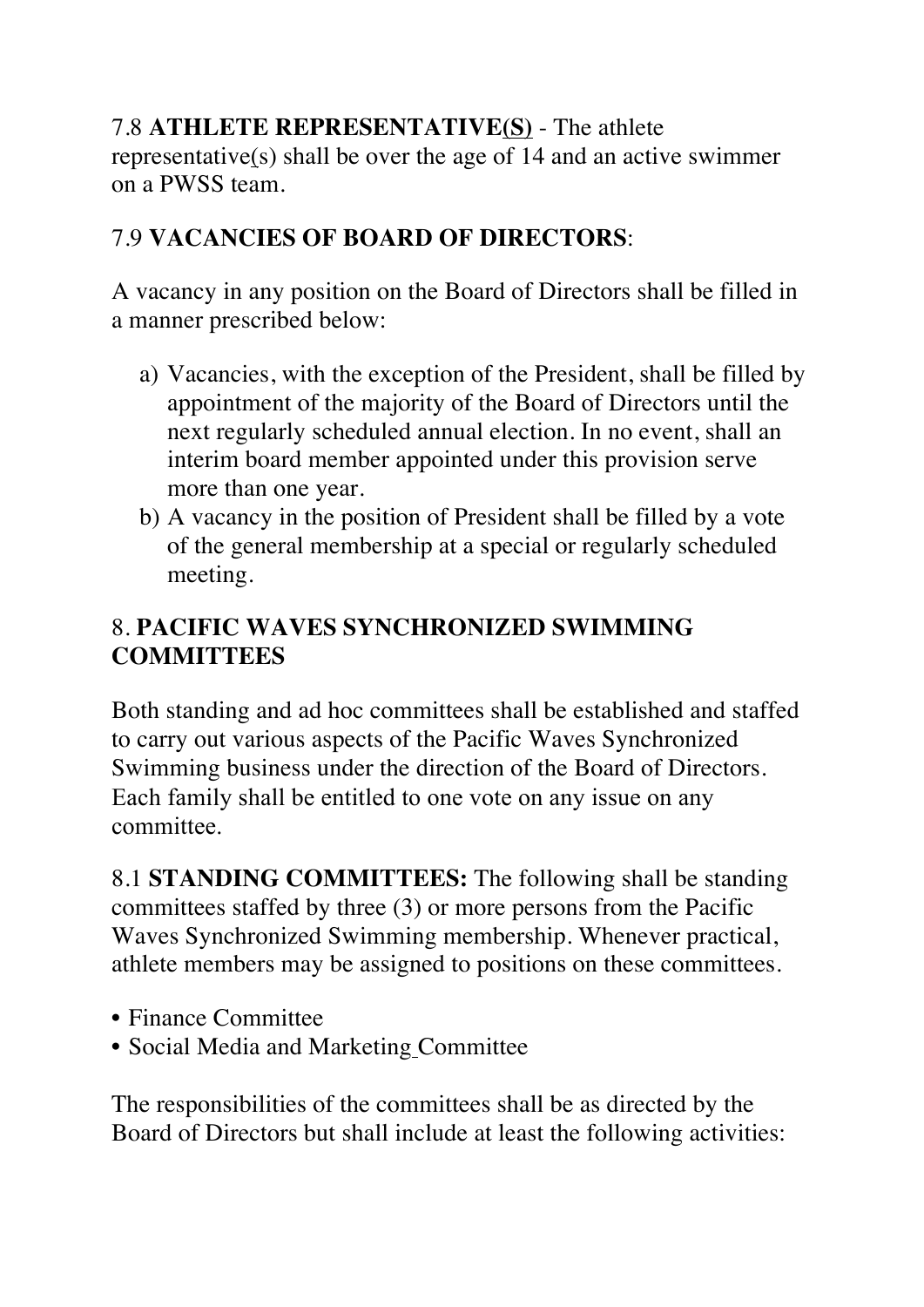7.8 **ATHLETE REPRESENTATIVE(S)** - The athlete representative(s) shall be over the age of 14 and an active swimmer on a PWSS team.

7.9 **VACANCIES OF BOARD OF DIRECTORS**:

A vacancy in any position on the Board of Directors shall be filled in a manner prescribed below:

a) Vacancies, with the exception of the President, shall be filled by appointment of the majority of the Board of Directors until the next regularly scheduled annual election. In no event, shall an interim board member appointed under this provision serve more than one year.
b) A vacancy in the position of President shall be filled by a vote of the general membership at a special or regularly scheduled meeting.

## 8. PACIFIC WAVES SYNCHRONIZED SWIMMING COMMITTEES

Both standing and ad hoc committees shall be established and staffed to carry out various aspects of the Pacific Waves Synchronized Swimming business under the direction of the Board of Directors. Each family shall be entitled to one vote on any issue on any committee.

8.1 **STANDING COMMITTEES:** The following shall be standing committees staffed by three (3) or more persons from the Pacific Waves Synchronized Swimming membership. Whenever practical, athlete members may be assigned to positions on these committees.

- Finance Committee
- Social Media and Marketing Committee

The responsibilities of the committees shall be as directed by the Board of Directors but shall include at least the following activities: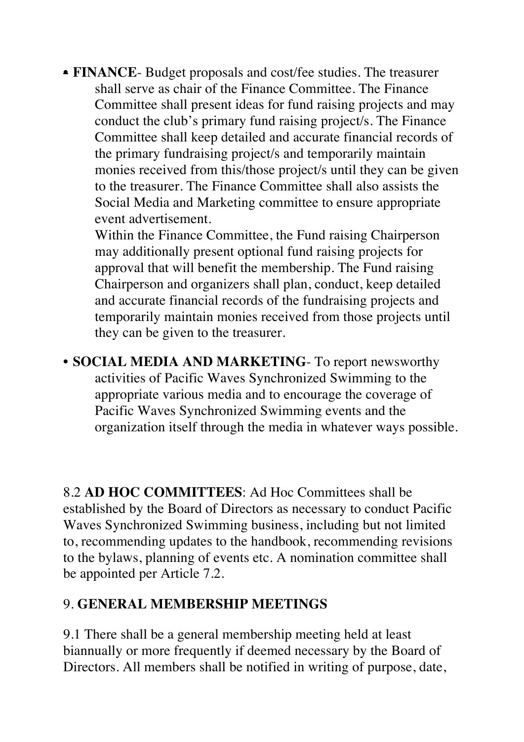- **FINANCE**- Budget proposals and cost/fee studies. The treasurer shall serve as chair of the Finance Committee. The Finance Committee shall present ideas for fund raising projects and may conduct the club's primary fund raising project/s. The Finance Committee shall keep detailed and accurate financial records of the primary fundraising project/s and temporarily maintain monies received from this/those project/s until they can be given to the treasurer. The Finance Committee shall also assists the Social Media and Marketing committee to ensure appropriate event advertisement.

  Within the Finance Committee, the Fund raising Chairperson may additionally present optional fund raising projects for approval that will benefit the membership. The Fund raising Chairperson and organizers shall plan, conduct, keep detailed and accurate financial records of the fundraising projects and temporarily maintain monies received from those projects until they can be given to the treasurer.

- **SOCIAL MEDIA AND MARKETING**- To report newsworthy activities of Pacific Waves Synchronized Swimming to the appropriate various media and to encourage the coverage of Pacific Waves Synchronized Swimming events and the organization itself through the media in whatever ways possible.

8.2 **AD HOC COMMITTEES**: Ad Hoc Committees shall be established by the Board of Directors as necessary to conduct Pacific Waves Synchronized Swimming business, including but not limited to, recommending updates to the handbook, recommending revisions to the bylaws, planning of events etc. A nomination committee shall be appointed per Article 7.2.

## 9. **GENERAL MEMBERSHIP MEETINGS**

9.1 There shall be a general membership meeting held at least biannually or more frequently if deemed necessary by the Board of Directors. All members shall be notified in writing of purpose, date,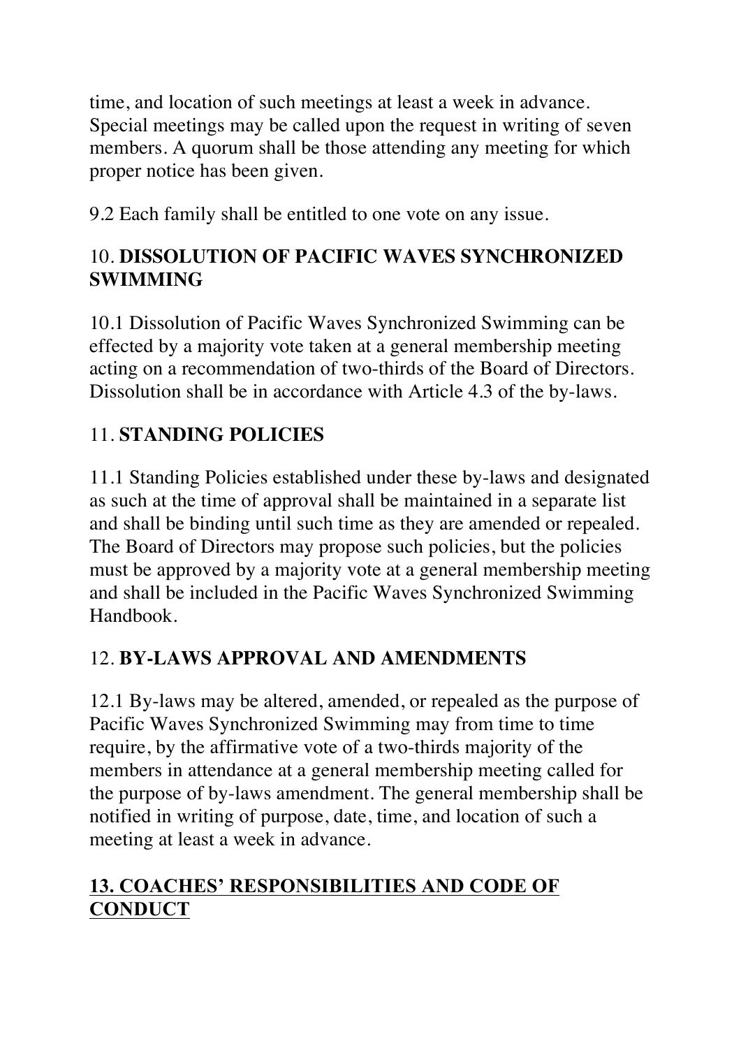time, and location of such meetings at least a week in advance. Special meetings may be called upon the request in writing of seven members. A quorum shall be those attending any meeting for which proper notice has been given.

9.2 Each family shall be entitled to one vote on any issue.

## 10. **DISSOLUTION OF PACIFIC WAVES SYNCHRONIZED SWIMMING**

10.1 Dissolution of Pacific Waves Synchronized Swimming can be effected by a majority vote taken at a general membership meeting acting on a recommendation of two-thirds of the Board of Directors. Dissolution shall be in accordance with Article 4.3 of the by-laws.

## 11. **STANDING POLICIES**

11.1 Standing Policies established under these by-laws and designated as such at the time of approval shall be maintained in a separate list and shall be binding until such time as they are amended or repealed. The Board of Directors may propose such policies, but the policies must be approved by a majority vote at a general membership meeting and shall be included in the Pacific Waves Synchronized Swimming Handbook.

## 12. **BY-LAWS APPROVAL AND AMENDMENTS**

12.1 By-laws may be altered, amended, or repealed as the purpose of Pacific Waves Synchronized Swimming may from time to time require, by the affirmative vote of a two-thirds majority of the members in attendance at a general membership meeting called for the purpose of by-laws amendment. The general membership shall be notified in writing of purpose, date, time, and location of such a meeting at least a week in advance.

## **13. COACHES' RESPONSIBILITIES AND CODE OF CONDUCT**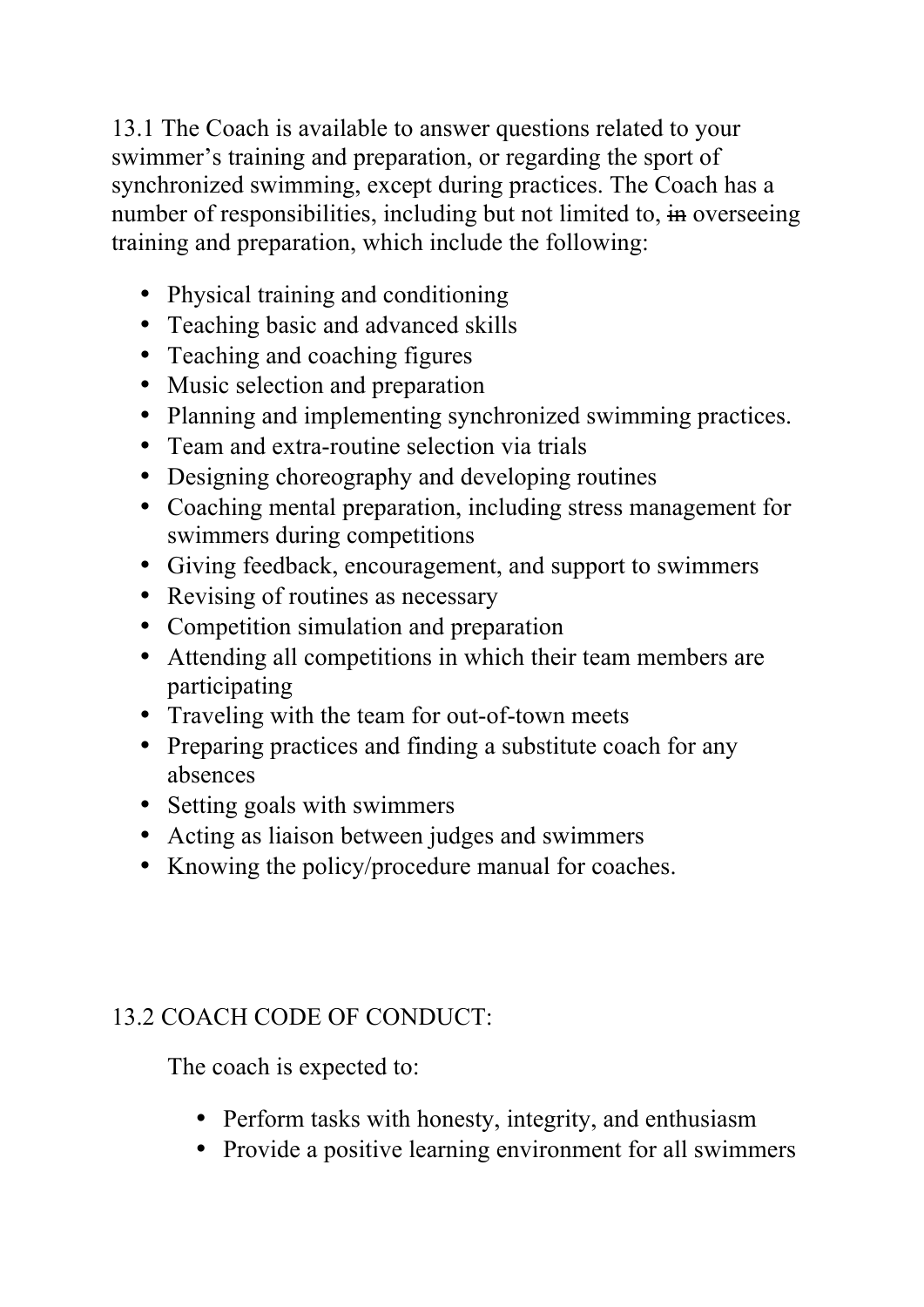13.1 The Coach is available to answer questions related to your swimmer's training and preparation, or regarding the sport of synchronized swimming, except during practices. The Coach has a number of responsibilities, including but not limited to, ~~in~~ overseeing training and preparation, which include the following:

- Physical training and conditioning
- Teaching basic and advanced skills
- Teaching and coaching figures
- Music selection and preparation
- Planning and implementing synchronized swimming practices.
- Team and extra-routine selection via trials
- Designing choreography and developing routines
- Coaching mental preparation, including stress management for swimmers during competitions
- Giving feedback, encouragement, and support to swimmers
- Revising of routines as necessary
- Competition simulation and preparation
- Attending all competitions in which their team members are participating
- Traveling with the team for out-of-town meets
- Preparing practices and finding a substitute coach for any absences
- Setting goals with swimmers
- Acting as liaison between judges and swimmers
- Knowing the policy/procedure manual for coaches.

13.2 COACH CODE OF CONDUCT:

The coach is expected to:

- Perform tasks with honesty, integrity, and enthusiasm
- Provide a positive learning environment for all swimmers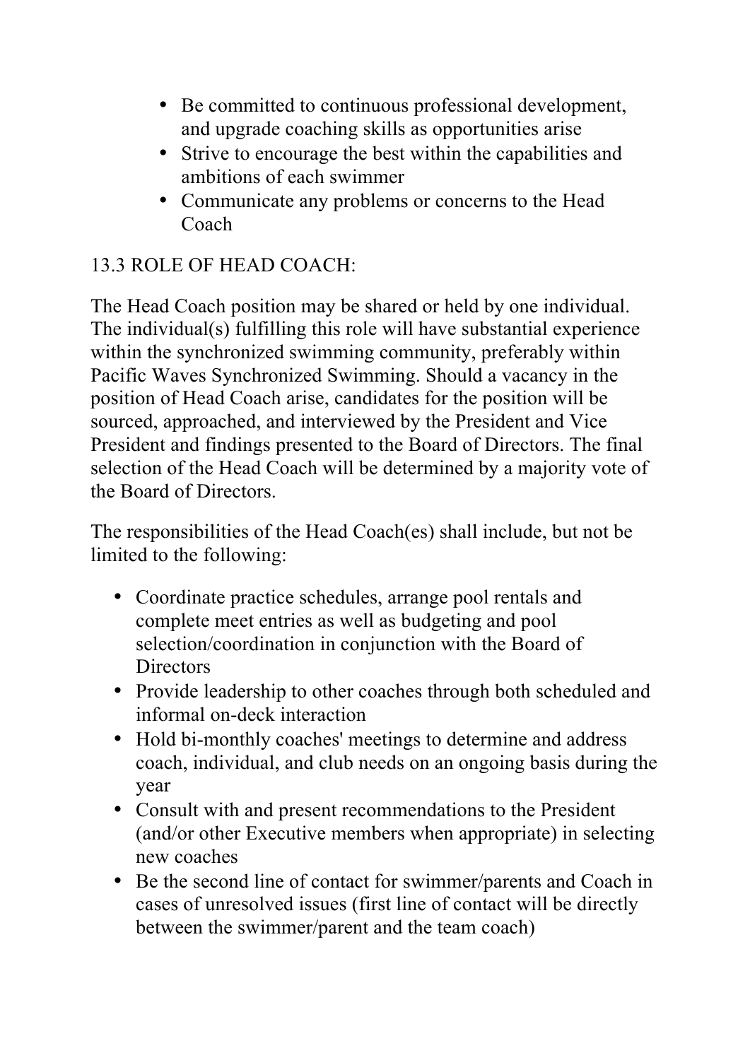- Be committed to continuous professional development, and upgrade coaching skills as opportunities arise
- Strive to encourage the best within the capabilities and ambitions of each swimmer
- Communicate any problems or concerns to the Head Coach

### 13.3 ROLE OF HEAD COACH:

The Head Coach position may be shared or held by one individual. The individual(s) fulfilling this role will have substantial experience within the synchronized swimming community, preferably within Pacific Waves Synchronized Swimming. Should a vacancy in the position of Head Coach arise, candidates for the position will be sourced, approached, and interviewed by the President and Vice President and findings presented to the Board of Directors. The final selection of the Head Coach will be determined by a majority vote of the Board of Directors.

The responsibilities of the Head Coach(es) shall include, but not be limited to the following:

- Coordinate practice schedules, arrange pool rentals and complete meet entries as well as budgeting and pool selection/coordination in conjunction with the Board of Directors
- Provide leadership to other coaches through both scheduled and informal on-deck interaction
- Hold bi-monthly coaches' meetings to determine and address coach, individual, and club needs on an ongoing basis during the year
- Consult with and present recommendations to the President (and/or other Executive members when appropriate) in selecting new coaches
- Be the second line of contact for swimmer/parents and Coach in cases of unresolved issues (first line of contact will be directly between the swimmer/parent and the team coach)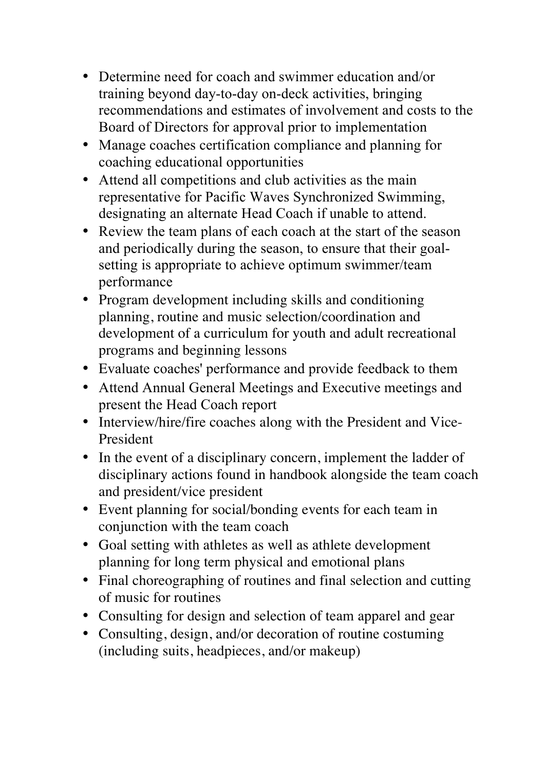- Determine need for coach and swimmer education and/or training beyond day-to-day on-deck activities, bringing recommendations and estimates of involvement and costs to the Board of Directors for approval prior to implementation
- Manage coaches certification compliance and planning for coaching educational opportunities
- Attend all competitions and club activities as the main representative for Pacific Waves Synchronized Swimming, designating an alternate Head Coach if unable to attend.
- Review the team plans of each coach at the start of the season and periodically during the season, to ensure that their goal-setting is appropriate to achieve optimum swimmer/team performance
- Program development including skills and conditioning planning, routine and music selection/coordination and development of a curriculum for youth and adult recreational programs and beginning lessons
- Evaluate coaches' performance and provide feedback to them
- Attend Annual General Meetings and Executive meetings and present the Head Coach report
- Interview/hire/fire coaches along with the President and Vice-President
- In the event of a disciplinary concern, implement the ladder of disciplinary actions found in handbook alongside the team coach and president/vice president
- Event planning for social/bonding events for each team in conjunction with the team coach
- Goal setting with athletes as well as athlete development planning for long term physical and emotional plans
- Final choreographing of routines and final selection and cutting of music for routines
- Consulting for design and selection of team apparel and gear
- Consulting, design, and/or decoration of routine costuming (including suits, headpieces, and/or makeup)